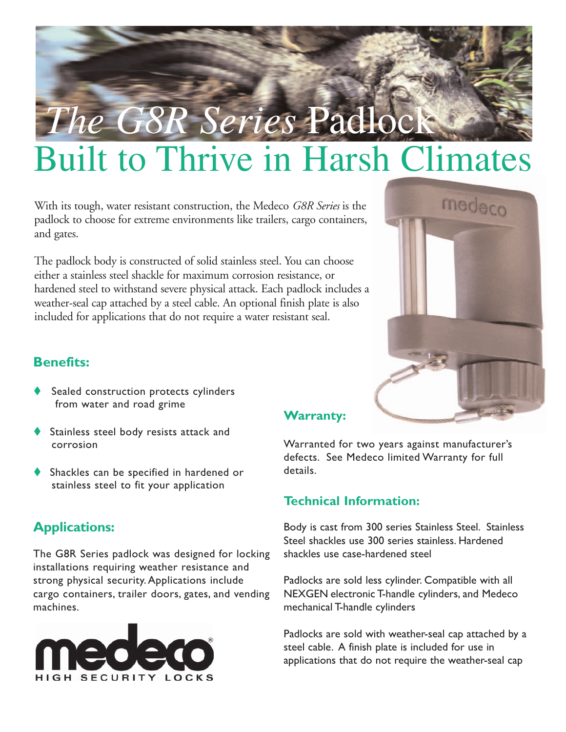# *The G8R Series* Padlock

# Built to Thrive in Harsh Climates

With its tough, water resistant construction, the Medeco *G8R Series* is the padlock to choose for extreme environments like trailers, cargo containers, and gates.

The padlock body is constructed of solid stainless steel. You can choose either a stainless steel shackle for maximum corrosion resistance, or hardened steel to withstand severe physical attack. Each padlock includes a weather-seal cap attached by a steel cable. An optional finish plate is also included for applications that do not require a water resistant seal.

## Benefits:

- Sealed construction protects cylinders from water and road grime
- Stainless steel body resists attack and corrosion
- Shackles can be specified in hardened or stainless steel to fit your application

## Applications:

The G8R Series padlock was designed for locking installations requiring weather resistance and strong physical security. Applications include cargo containers, trailer doors, gates, and vending machines.

## Warranty:

Warranted for two years against manufacturer's defects. See Medeco limited Warranty for full details.

## Technical Information:

Body is cast from 300 series Stainless Steel. Stainless Steel shackles use 300 series stainless. Hardened shackles use case-hardened steel

Padlocks are sold less cylinder. Compatible with all NEXGEN electronic T-handle cylinders, and Medeco mechanical T-handle cylinders

Padlocks are sold with weather-seal cap attached by a steel cable. A finish plate is included for use in applications that do not require the weather-seal cap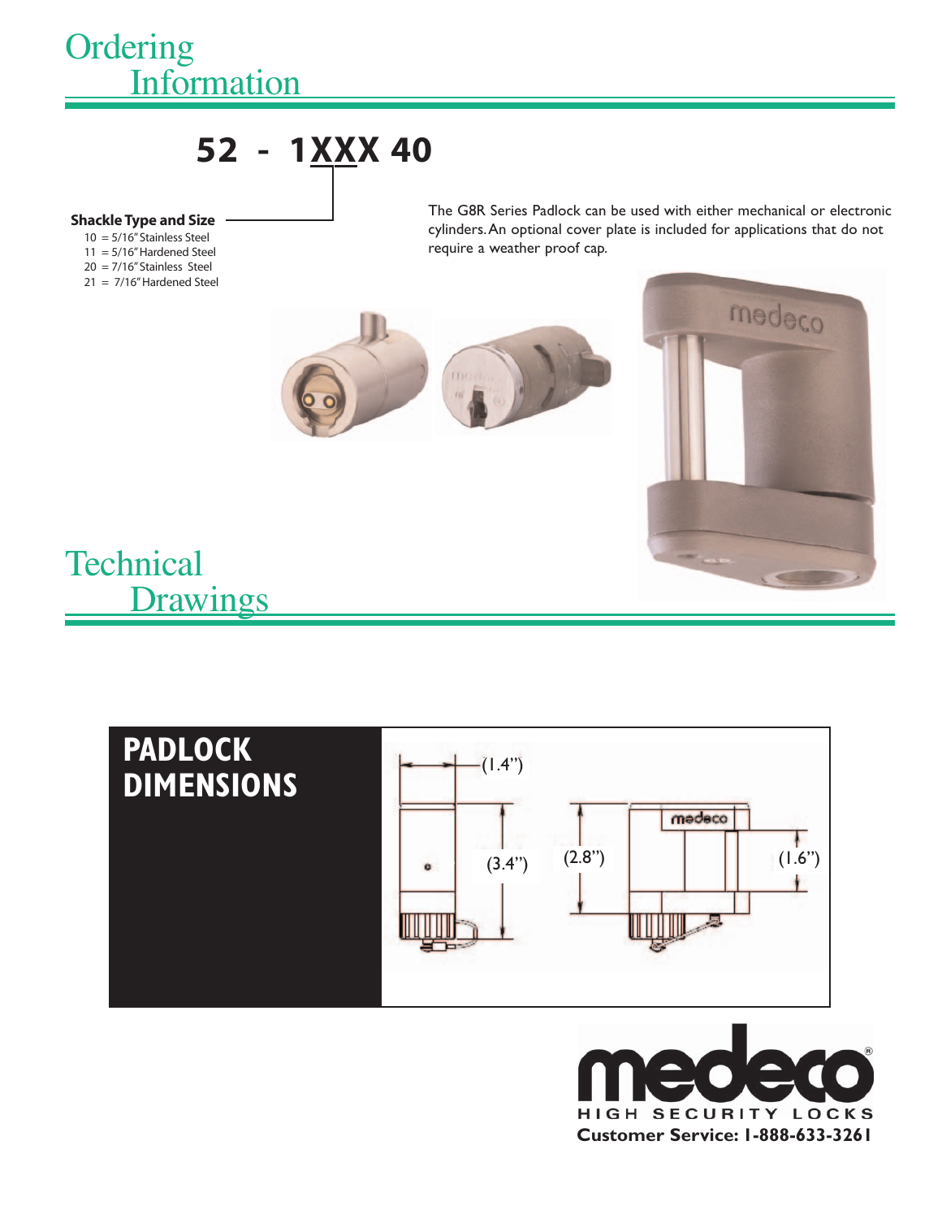# Ordering Information

**52 - 1XXX 40**

**Shackle Type and Size**

- 10 = 5/16" Stainless Steel
- 11 = 5/16" Hardened Steel
- 20 = 7/16" Stainless Steel
- 21 = 7/16" Hardened Steel

The G8R Series Padlock can be used with either mechanical or electronic cylinders. An optional cover plate is included for applications that do not require a weather proof cap.

# Technical Drawings

**PADLOCK DIMENSIONS**

(1.4")

(3.4")

(2.8")

(1.6")

medeco

HIGH SECURITY LOCKS

**Customer Service: 1-888-633-3261**